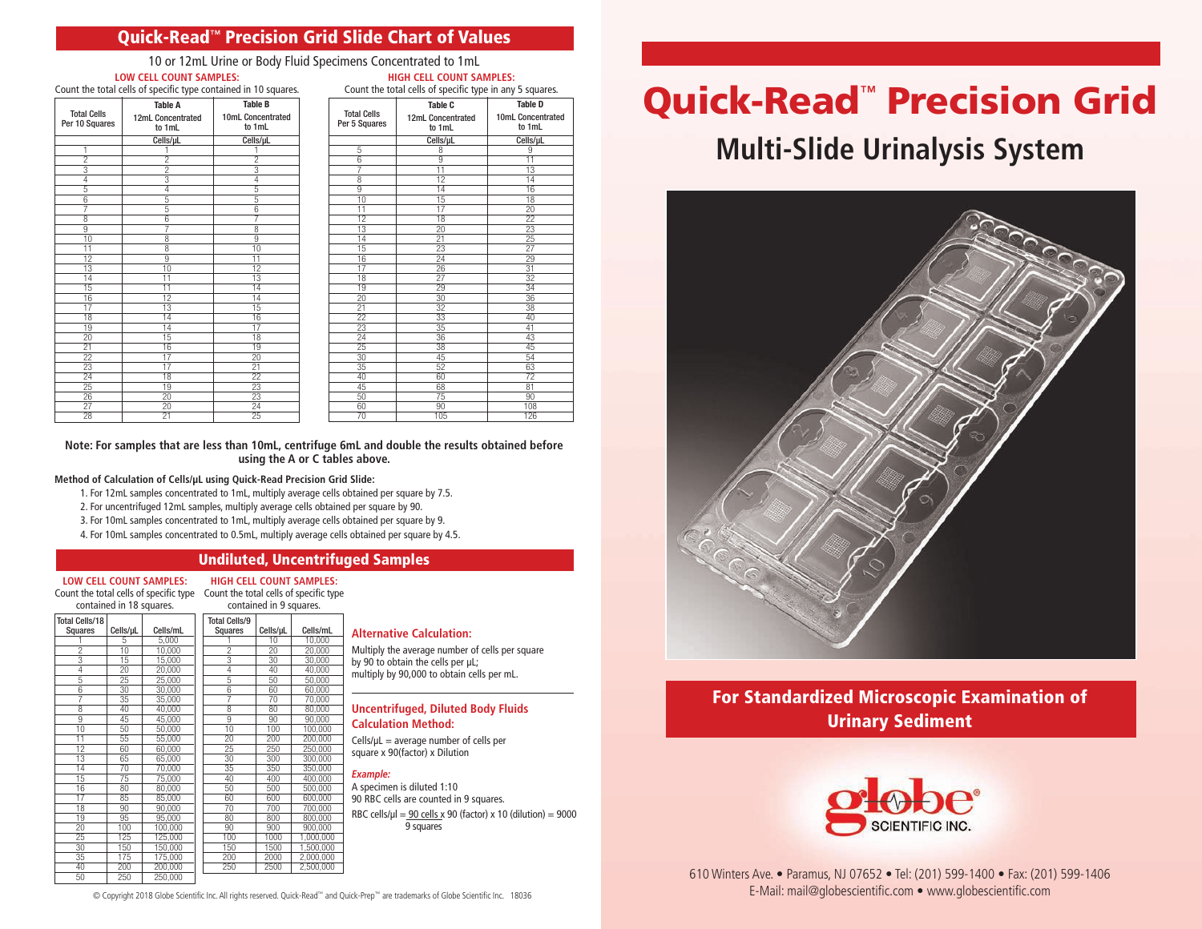## Quick-Read™ Precision Grid Slide Chart of Values

10 or 12mL Urine or Body Fluid Specimens Concentrated to 1mL

**LOW CELL COUNT SAMPLES:**
Count the total cells of specific type contained in 10 squares.

| Total Cells Per 10 Squares | Table A 12mL Concentrated to 1mL | Table B 10mL Concentrated to 1mL |
|---|---|---|
| | Cells/µL | Cells/µL |
| 1 | 1 | 1 |
| 2 | 2 | 2 |
| 3 | 2 | 3 |
| 4 | 3 | 4 |
| 5 | 4 | 5 |
| 6 | 5 | 5 |
| 7 | 5 | 6 |
| 8 | 6 | 7 |
| 9 | 7 | 8 |
| 10 | 8 | 9 |
| 11 | 8 | 10 |
| 12 | 9 | 11 |
| 13 | 10 | 12 |
| 14 | 11 | 13 |
| 15 | 11 | 14 |
| 16 | 12 | 14 |
| 17 | 13 | 15 |
| 18 | 14 | 16 |
| 19 | 14 | 17 |
| 20 | 15 | 18 |
| 21 | 16 | 19 |
| 22 | 17 | 20 |
| 23 | 17 | 21 |
| 24 | 18 | 22 |
| 25 | 19 | 23 |
| 26 | 20 | 23 |
| 27 | 20 | 24 |
| 28 | 21 | 25 |

**HIGH CELL COUNT SAMPLES:**
Count the total cells of specific type in any 5 squares.

| Total Cells Per 5 Squares | Table C 12mL Concentrated to 1mL | Table D 10mL Concentrated to 1mL |
|---|---|---|
| | Cells/µL | Cells/µL |
| 5 | 8 | 9 |
| 6 | 9 | 11 |
| 7 | 11 | 13 |
| 8 | 12 | 14 |
| 9 | 14 | 16 |
| 10 | 15 | 18 |
| 11 | 17 | 20 |
| 12 | 18 | 22 |
| 13 | 20 | 23 |
| 14 | 21 | 25 |
| 15 | 23 | 27 |
| 16 | 24 | 29 |
| 17 | 26 | 31 |
| 18 | 27 | 32 |
| 19 | 29 | 34 |
| 20 | 30 | 36 |
| 21 | 32 | 38 |
| 22 | 33 | 40 |
| 23 | 35 | 41 |
| 24 | 36 | 43 |
| 25 | 38 | 45 |
| 30 | 45 | 54 |
| 35 | 52 | 63 |
| 40 | 60 | 72 |
| 45 | 68 | 81 |
| 50 | 75 | 90 |
| 60 | 90 | 108 |
| 70 | 105 | 126 |

**Note: For samples that are less than 10mL, centrifuge 6mL and double the results obtained before using the A or C tables above.**

**Method of Calculation of Cells/µL using Quick-Read Precision Grid Slide:**

1. For 12mL samples concentrated to 1mL, multiply average cells obtained per square by 7.5.
2. For uncentrifuged 12mL samples, multiply average cells obtained per square by 90.
3. For 10mL samples concentrated to 1mL, multiply average cells obtained per square by 9.
4. For 10mL samples concentrated to 0.5mL, multiply average cells obtained per square by 4.5.

## Undiluted, Uncentrifuged Samples

**LOW CELL COUNT SAMPLES:**
Count the total cells of specific type contained in 18 squares.

| Total Cells/18 Squares | Cells/µL | Cells/mL |
|---|---|---|
| 1 | 5 | 5,000 |
| 2 | 10 | 10,000 |
| 3 | 15 | 15,000 |
| 4 | 20 | 20,000 |
| 5 | 25 | 25,000 |
| 6 | 30 | 30,000 |
| 7 | 35 | 35,000 |
| 8 | 40 | 40,000 |
| 9 | 45 | 45,000 |
| 10 | 50 | 50,000 |
| 11 | 55 | 55,000 |
| 12 | 60 | 60,000 |
| 13 | 65 | 65,000 |
| 14 | 70 | 70,000 |
| 15 | 75 | 75,000 |
| 16 | 80 | 80,000 |
| 17 | 85 | 85,000 |
| 18 | 90 | 90,000 |
| 19 | 95 | 95,000 |
| 20 | 100 | 100,000 |
| 25 | 125 | 125,000 |
| 30 | 150 | 150,000 |
| 35 | 175 | 175,000 |
| 40 | 200 | 200,000 |
| 50 | 250 | 250,000 |

**HIGH CELL COUNT SAMPLES:**
Count the total cells of specific type contained in 9 squares.

| Total Cells/9 Squares | Cells/µL | Cells/mL |
|---|---|---|
| 1 | 10 | 10,000 |
| 2 | 20 | 20,000 |
| 3 | 30 | 30,000 |
| 4 | 40 | 40,000 |
| 5 | 50 | 50,000 |
| 6 | 60 | 60,000 |
| 7 | 70 | 70,000 |
| 8 | 80 | 80,000 |
| 9 | 90 | 90,000 |
| 10 | 100 | 100,000 |
| 20 | 200 | 200,000 |
| 25 | 250 | 250,000 |
| 30 | 300 | 300,000 |
| 35 | 350 | 350,000 |
| 40 | 400 | 400,000 |
| 50 | 500 | 500,000 |
| 60 | 600 | 600,000 |
| 70 | 700 | 700,000 |
| 80 | 800 | 800,000 |
| 90 | 900 | 900,000 |
| 100 | 1000 | 1,000,000 |
| 150 | 1500 | 1,500,000 |
| 200 | 2000 | 2,000,000 |
| 250 | 2500 | 2,500,000 |

### Alternative Calculation:

Multiply the average number of cells per square by 90 to obtain the cells per µL; multiply by 90,000 to obtain cells per mL.

### Uncentrifuged, Diluted Body Fluids Calculation Method:

Cells/µL = average number of cells per square x 90(factor) x Dilution

***Example:***

A specimen is diluted 1:10
90 RBC cells are counted in 9 squares.

RBC cells/µl = $\frac{90 \text{ cells}}{9 \text{ squares}}$ x 90 (factor) x 10 (dilution) = 9000

© Copyright 2018 Globe Scientific Inc. All rights reserved. Quick-Read™ and Quick-Prep™ are trademarks of Globe Scientific Inc. 18036

# Quick-Read™ Precision Grid

## Multi-Slide Urinalysis System

### For Standardized Microscopic Examination of Urinary Sediment

globe® SCIENTIFIC INC.

610 Winters Ave. • Paramus, NJ 07652 • Tel: (201) 599-1400 • Fax: (201) 599-1406
E-Mail: mail@globescientific.com • www.globescientific.com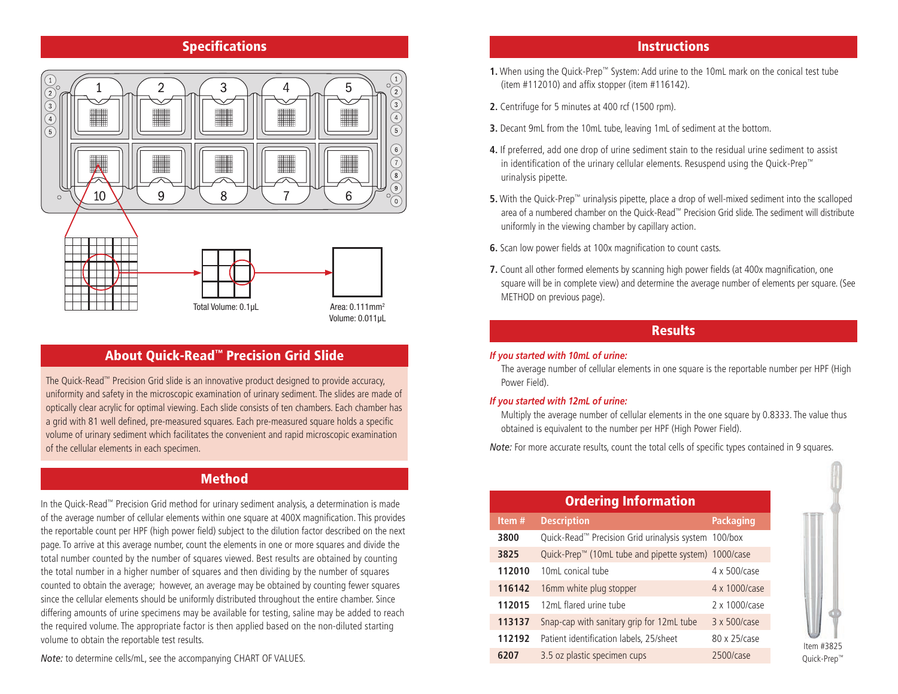## Specifications

Total Volume: 0.1µL

Area: 0.111mm$^2$
Volume: 0.011µL

## About Quick-Read™ Precision Grid Slide

The Quick-Read™ Precision Grid slide is an innovative product designed to provide accuracy, uniformity and safety in the microscopic examination of urinary sediment. The slides are made of optically clear acrylic for optimal viewing. Each slide consists of ten chambers. Each chamber has a grid with 81 well defined, pre-measured squares. Each pre-measured square holds a specific volume of urinary sediment which facilitates the convenient and rapid microscopic examination of the cellular elements in each specimen.

## Method

In the Quick-Read™ Precision Grid method for urinary sediment analysis, a determination is made of the average number of cellular elements within one square at 400X magnification. This provides the reportable count per HPF (high power field) subject to the dilution factor described on the next page. To arrive at this average number, count the elements in one or more squares and divide the total number counted by the number of squares viewed. Best results are obtained by counting the total number in a higher number of squares and then dividing by the number of squares counted to obtain the average; however, an average may be obtained by counting fewer squares since the cellular elements should be uniformly distributed throughout the entire chamber. Since differing amounts of urine specimens may be available for testing, saline may be added to reach the required volume. The appropriate factor is then applied based on the non-diluted starting volume to obtain the reportable test results.

*Note:* to determine cells/mL, see the accompanying CHART OF VALUES.

## Instructions

1. When using the Quick-Prep™ System: Add urine to the 10mL mark on the conical test tube (item #112010) and affix stopper (item #116142).
2. Centrifuge for 5 minutes at 400 rcf (1500 rpm).
3. Decant 9mL from the 10mL tube, leaving 1mL of sediment at the bottom.
4. If preferred, add one drop of urine sediment stain to the residual urine sediment to assist in identification of the urinary cellular elements. Resuspend using the Quick-Prep™ urinalysis pipette.
5. With the Quick-Prep™ urinalysis pipette, place a drop of well-mixed sediment into the scalloped area of a numbered chamber on the Quick-Read™ Precision Grid slide. The sediment will distribute uniformly in the viewing chamber by capillary action.
6. Scan low power fields at 100x magnification to count casts.
7. Count all other formed elements by scanning high power fields (at 400x magnification, one square will be in complete view) and determine the average number of elements per square. (See METHOD on previous page).

## Results

***If you started with 10mL of urine:***

The average number of cellular elements in one square is the reportable number per HPF (High Power Field).

***If you started with 12mL of urine:***

Multiply the average number of cellular elements in the one square by 0.8333. The value thus obtained is equivalent to the number per HPF (High Power Field).

*Note:* For more accurate results, count the total cells of specific types contained in 9 squares.

## Ordering Information

| Item # | Description | Packaging |
|---|---|---|
| **3800** | Quick-Read™ Precision Grid urinalysis system | 100/box |
| **3825** | Quick-Prep™ (10mL tube and pipette system) | 1000/case |
| **112010** | 10mL conical tube | 4 x 500/case |
| **116142** | 16mm white plug stopper | 4 x 1000/case |
| **112015** | 12mL flared urine tube | 2 x 1000/case |
| **113137** | Snap-cap with sanitary grip for 12mL tube | 3 x 500/case |
| **112192** | Patient identification labels, 25/sheet | 80 x 25/case |
| **6207** | 3.5 oz plastic specimen cups | 2500/case |

Item #3825
Quick-Prep™